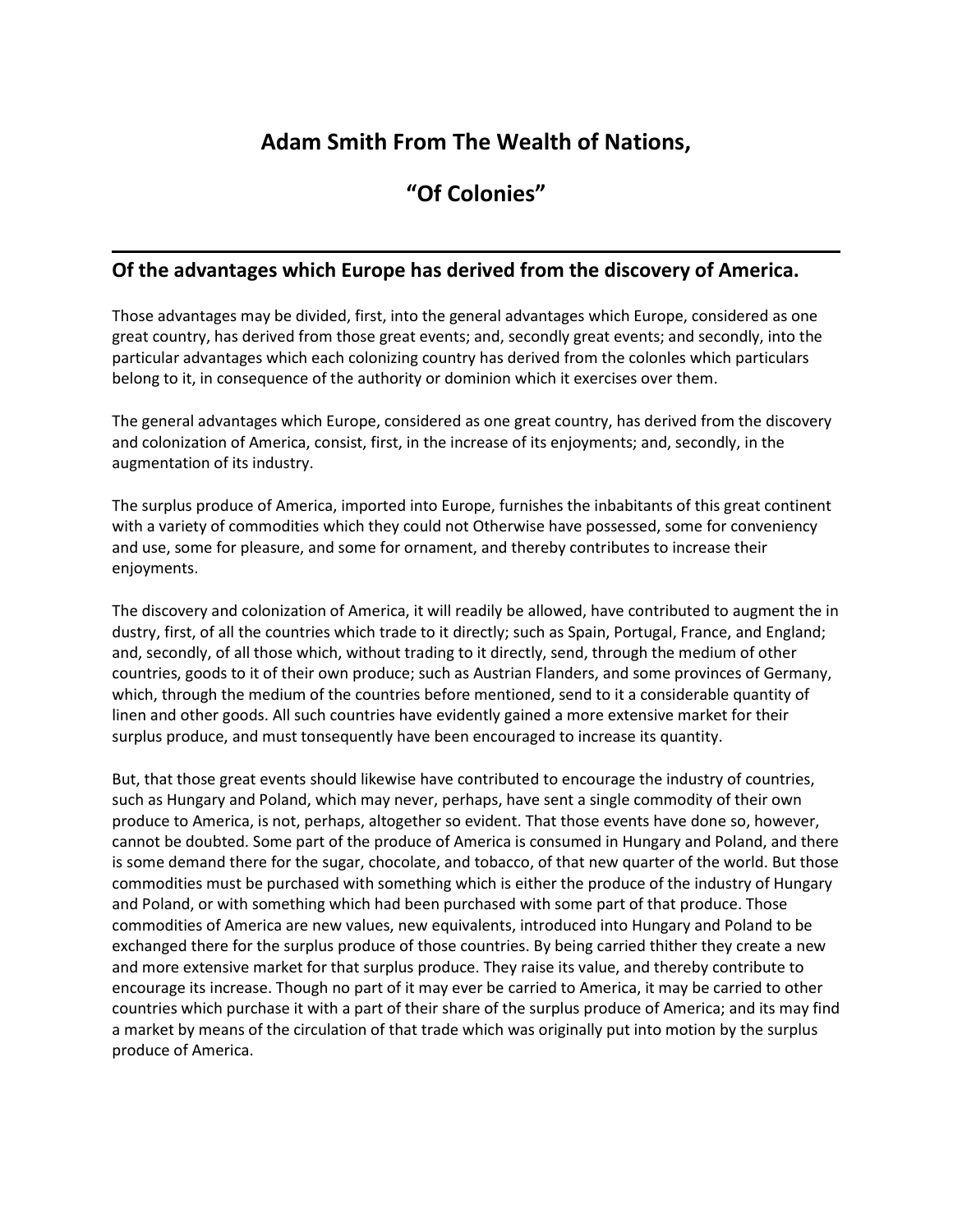# Adam Smith From The Wealth of Nations,

# “Of Colonies”

---

## Of the advantages which Europe has derived from the discovery of America.

Those advantages may be divided, first, into the general advantages which Europe, considered as one great country, has derived from those great events; and, secondly great events; and secondly, into the particular advantages which each colonizing country has derived from the colonles which particulars belong to it, in consequence of the authority or dominion which it exercises over them.

The general advantages which Europe, considered as one great country, has derived from the discovery and colonization of America, consist, first, in the increase of its enjoyments; and, secondly, in the augmentation of its industry.

The surplus produce of America, imported into Europe, furnishes the inbabitants of this great continent with a variety of commodities which they could not Otherwise have possessed, some for conveniency and use, some for pleasure, and some for ornament, and thereby contributes to increase their enjoyments.

The discovery and colonization of America, it will readily be allowed, have contributed to augment the in dustry, first, of all the countries which trade to it directly; such as Spain, Portugal, France, and England; and, secondly, of all those which, without trading to it directly, send, through the medium of other countries, goods to it of their own produce; such as Austrian Flanders, and some provinces of Germany, which, through the medium of the countries before mentioned, send to it a considerable quantity of linen and other goods. All such countries have evidently gained a more extensive market for their surplus produce, and must tonsequently have been encouraged to increase its quantity.

But, that those great events should likewise have contributed to encourage the industry of countries, such as Hungary and Poland, which may never, perhaps, have sent a single commodity of their own produce to America, is not, perhaps, altogether so evident. That those events have done so, however, cannot be doubted. Some part of the produce of America is consumed in Hungary and Poland, and there is some demand there for the sugar, chocolate, and tobacco, of that new quarter of the world. But those commodities must be purchased with something which is either the produce of the industry of Hungary and Poland, or with something which had been purchased with some part of that produce. Those commodities of America are new values, new equivalents, introduced into Hungary and Poland to be exchanged there for the surplus produce of those countries. By being carried thither they create a new and more extensive market for that surplus produce. They raise its value, and thereby contribute to encourage its increase. Though no part of it may ever be carried to America, it may be carried to other countries which purchase it with a part of their share of the surplus produce of America; and its may find a market by means of the circulation of that trade which was originally put into motion by the surplus produce of America.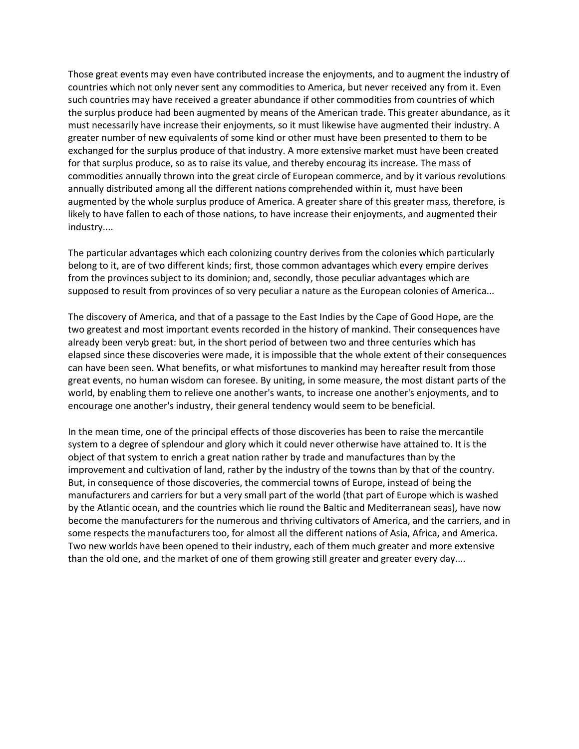Those great events may even have contributed increase the enjoyments, and to augment the industry of countries which not only never sent any commodities to America, but never received any from it. Even such countries may have received a greater abundance if other commodities from countries of which the surplus produce had been augmented by means of the American trade. This greater abundance, as it must necessarily have increase their enjoyments, so it must likewise have augmented their industry. A greater number of new equivalents of some kind or other must have been presented to them to be exchanged for the surplus produce of that industry. A more extensive market must have been created for that surplus produce, so as to raise its value, and thereby encourag its increase. The mass of commodities annually thrown into the great circle of European commerce, and by it various revolutions annually distributed among all the different nations comprehended within it, must have been augmented by the whole surplus produce of America. A greater share of this greater mass, therefore, is likely to have fallen to each of those nations, to have increase their enjoyments, and augmented their industry....

The particular advantages which each colonizing country derives from the colonies which particularly belong to it, are of two different kinds; first, those common advantages which every empire derives from the provinces subject to its dominion; and, secondly, those peculiar advantages which are supposed to result from provinces of so very peculiar a nature as the European colonies of America...

The discovery of America, and that of a passage to the East Indies by the Cape of Good Hope, are the two greatest and most important events recorded in the history of mankind. Their consequences have already been veryb great: but, in the short period of between two and three centuries which has elapsed since these discoveries were made, it is impossible that the whole extent of their consequences can have been seen. What benefits, or what misfortunes to mankind may hereafter result from those great events, no human wisdom can foresee. By uniting, in some measure, the most distant parts of the world, by enabling them to relieve one another's wants, to increase one another's enjoyments, and to encourage one another's industry, their general tendency would seem to be beneficial.

In the mean time, one of the principal effects of those discoveries has been to raise the mercantile system to a degree of splendour and glory which it could never otherwise have attained to. It is the object of that system to enrich a great nation rather by trade and manufactures than by the improvement and cultivation of land, rather by the industry of the towns than by that of the country. But, in consequence of those discoveries, the commercial towns of Europe, instead of being the manufacturers and carriers for but a very small part of the world (that part of Europe which is washed by the Atlantic ocean, and the countries which lie round the Baltic and Mediterranean seas), have now become the manufacturers for the numerous and thriving cultivators of America, and the carriers, and in some respects the manufacturers too, for almost all the different nations of Asia, Africa, and America. Two new worlds have been opened to their industry, each of them much greater and more extensive than the old one, and the market of one of them growing still greater and greater every day....